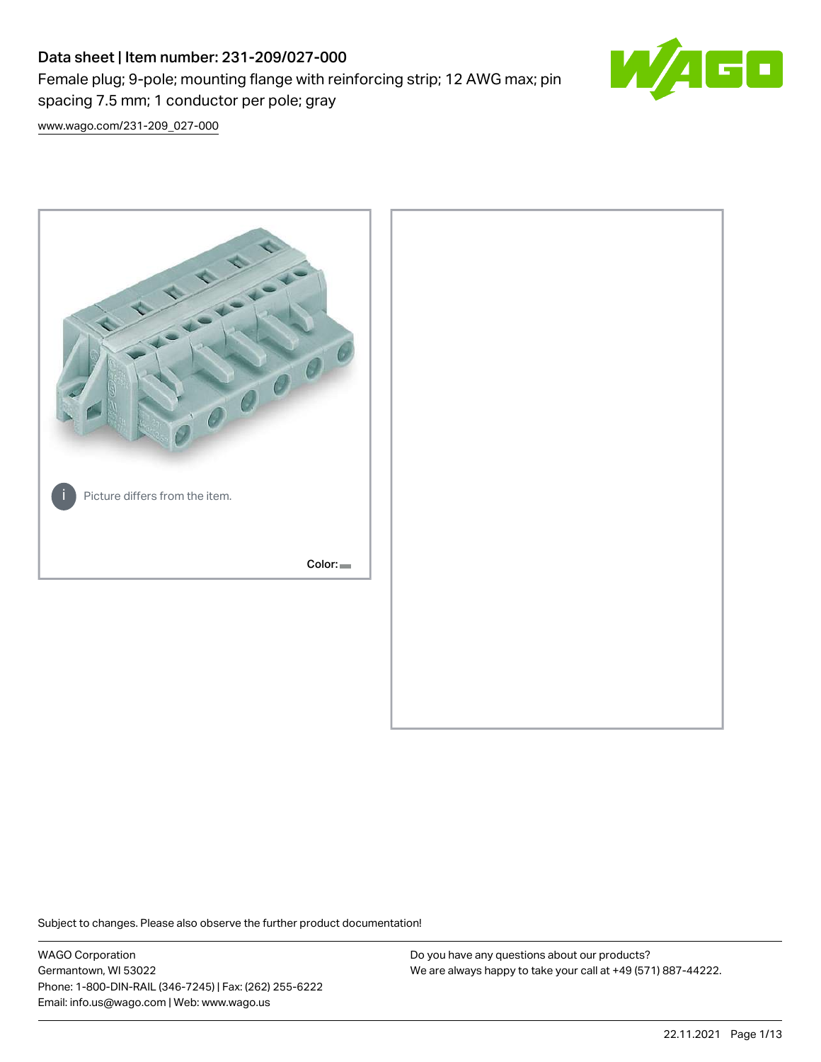# Data sheet | Item number: 231-209/027-000

Female plug; 9-pole; mounting flange with reinforcing strip; 12 AWG max; pin spacing 7.5 mm; 1 conductor per pole; gray

www.wago.com/231-209_027-000

Picture differs from the item.

Color:

Subject to changes. Please also observe the further product documentation!

WAGO Corporation
Germantown, WI 53022
Phone: 1-800-DIN-RAIL (346-7245) | Fax: (262) 255-6222
Email: info.us@wago.com | Web: www.wago.us

Do you have any questions about our products?
We are always happy to take your call at +49 (571) 887-44222.

22.11.2021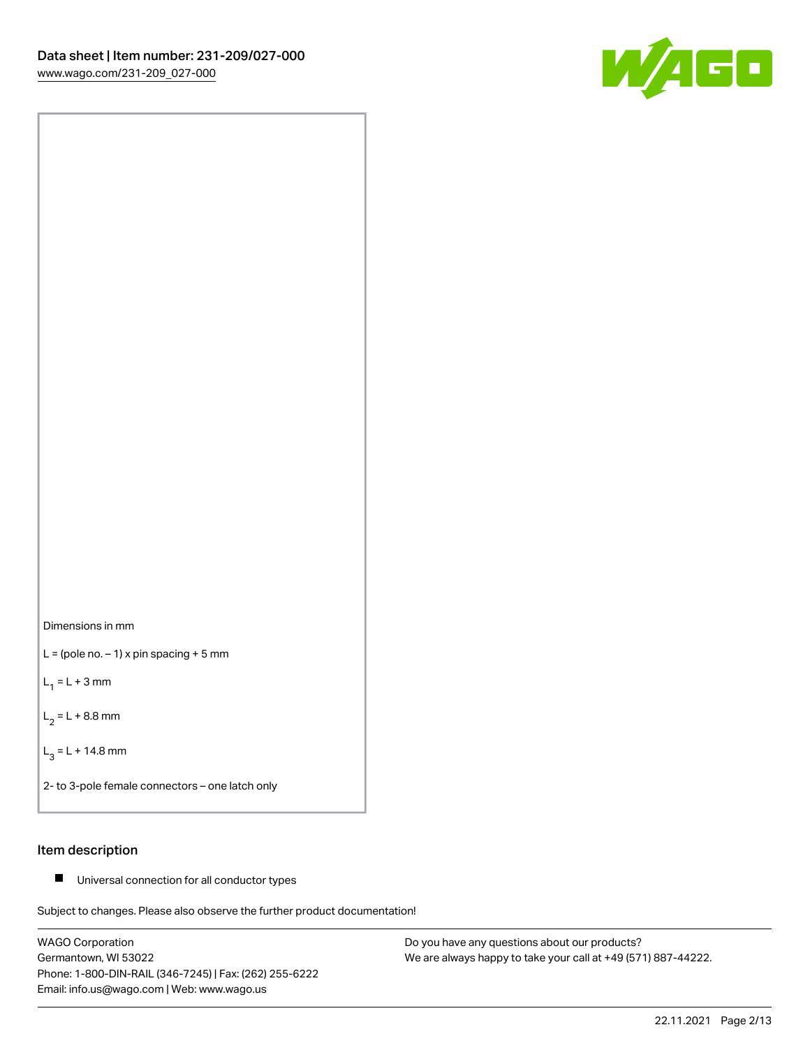Dimensions in mm

L = (pole no. – 1) x pin spacing + 5 mm

$L_1$ = L + 3 mm

$L_2$ = L + 8.8 mm

$L_3$ = L + 14.8 mm

2- to 3-pole female connectors – one latch only

## Item description

- Universal connection for all conductor types

Subject to changes. Please also observe the further product documentation!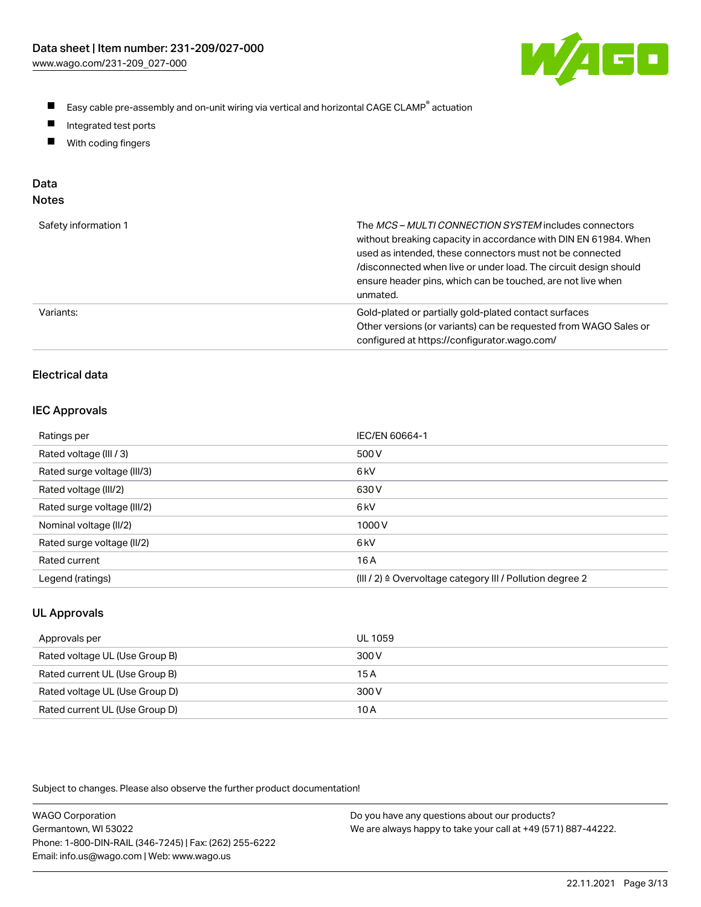- Easy cable pre-assembly and on-unit wiring via vertical and horizontal CAGE CLAMP® actuation
- Integrated test ports
- With coding fingers

## Data

### Notes

| | |
|---|---|
| Safety information 1 | The *MCS – MULTI CONNECTION SYSTEM* includes connectors without breaking capacity in accordance with DIN EN 61984. When used as intended, these connectors must not be connected /disconnected when live or under load. The circuit design should ensure header pins, which can be touched, are not live when unmated. |
| Variants: | Gold-plated or partially gold-plated contact surfaces<br>Other versions (or variants) can be requested from WAGO Sales or configured at https://configurator.wago.com/ |

## Electrical data

### IEC Approvals

| | |
|---|---|
| Ratings per | IEC/EN 60664-1 |
| Rated voltage (III / 3) | 500 V |
| Rated surge voltage (III/3) | 6 kV |
| Rated voltage (III/2) | 630 V |
| Rated surge voltage (III/2) | 6 kV |
| Nominal voltage (II/2) | 1000 V |
| Rated surge voltage (II/2) | 6 kV |
| Rated current | 16 A |
| Legend (ratings) | (III / 2) ≙ Overvoltage category III / Pollution degree 2 |

### UL Approvals

| | |
|---|---|
| Approvals per | UL 1059 |
| Rated voltage UL (Use Group B) | 300 V |
| Rated current UL (Use Group B) | 15 A |
| Rated voltage UL (Use Group D) | 300 V |
| Rated current UL (Use Group D) | 10 A |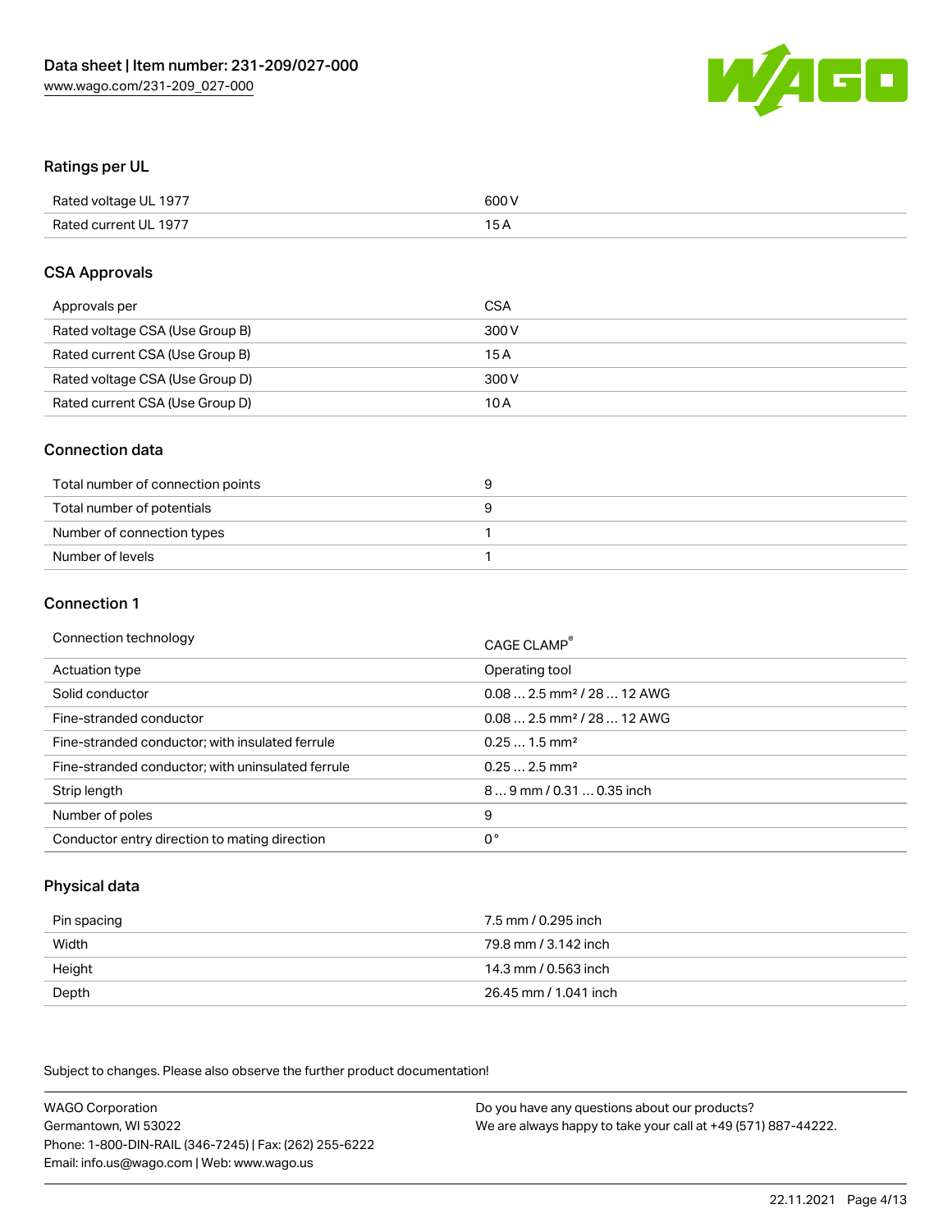## Ratings per UL

| | |
|---|---|
| Rated voltage UL 1977 | 600 V |
| Rated current UL 1977 | 15 A |

## CSA Approvals

| | |
|---|---|
| Approvals per | CSA |
| Rated voltage CSA (Use Group B) | 300 V |
| Rated current CSA (Use Group B) | 15 A |
| Rated voltage CSA (Use Group D) | 300 V |
| Rated current CSA (Use Group D) | 10 A |

## Connection data

| | |
|---|---|
| Total number of connection points | 9 |
| Total number of potentials | 9 |
| Number of connection types | 1 |
| Number of levels | 1 |

## Connection 1

| | |
|---|---|
| Connection technology | CAGE CLAMP® |
| Actuation type | Operating tool |
| Solid conductor | 0.08 … 2.5 mm² / 28 … 12 AWG |
| Fine-stranded conductor | 0.08 … 2.5 mm² / 28 … 12 AWG |
| Fine-stranded conductor; with insulated ferrule | 0.25 … 1.5 mm² |
| Fine-stranded conductor; with uninsulated ferrule | 0.25 … 2.5 mm² |
| Strip length | 8 … 9 mm / 0.31 … 0.35 inch |
| Number of poles | 9 |
| Conductor entry direction to mating direction | 0° |

## Physical data

| | |
|---|---|
| Pin spacing | 7.5 mm / 0.295 inch |
| Width | 79.8 mm / 3.142 inch |
| Height | 14.3 mm / 0.563 inch |
| Depth | 26.45 mm / 1.041 inch |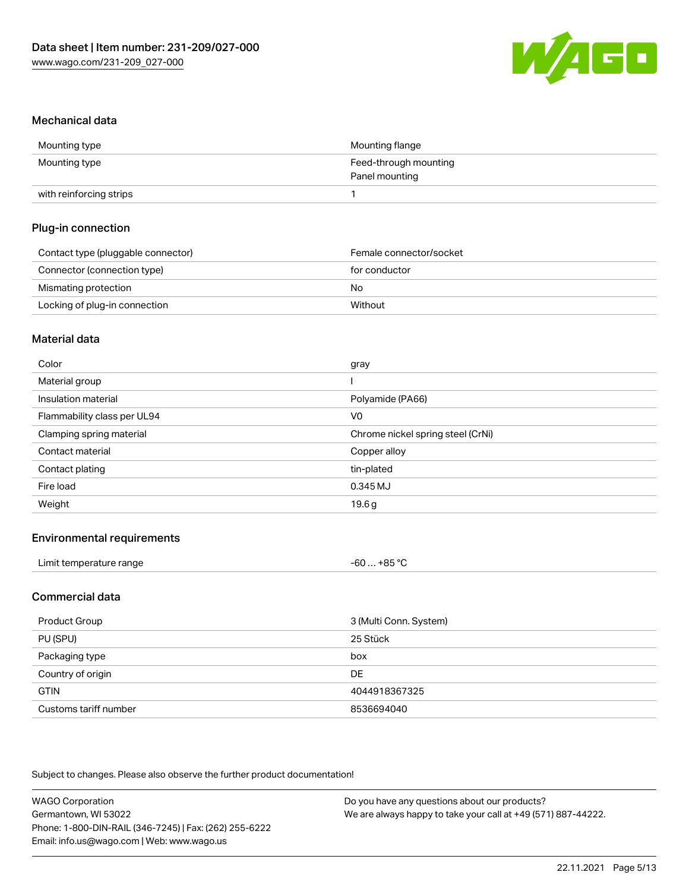## Mechanical data

| | |
|---|---|
| Mounting type | Mounting flange |
| Mounting type | Feed-through mounting<br>Panel mounting |
| with reinforcing strips | 1 |

## Plug-in connection

| | |
|---|---|
| Contact type (pluggable connector) | Female connector/socket |
| Connector (connection type) | for conductor |
| Mismating protection | No |
| Locking of plug-in connection | Without |

## Material data

| | |
|---|---|
| Color | gray |
| Material group | I |
| Insulation material | Polyamide (PA66) |
| Flammability class per UL94 | V0 |
| Clamping spring material | Chrome nickel spring steel (CrNi) |
| Contact material | Copper alloy |
| Contact plating | tin-plated |
| Fire load | 0.345 MJ |
| Weight | 19.6 g |

## Environmental requirements

| | |
|---|---|
| Limit temperature range | -60 … +85 °C |

## Commercial data

| | |
|---|---|
| Product Group | 3 (Multi Conn. System) |
| PU (SPU) | 25 Stück |
| Packaging type | box |
| Country of origin | DE |
| GTIN | 4044918367325 |
| Customs tariff number | 8536694040 |

Subject to changes. Please also observe the further product documentation!

WAGO Corporation
Germantown, WI 53022
Phone: 1-800-DIN-RAIL (346-7245) | Fax: (262) 255-6222
Email: info.us@wago.com | Web: www.wago.us

Do you have any questions about our products?
We are always happy to take your call at +49 (571) 887-44222.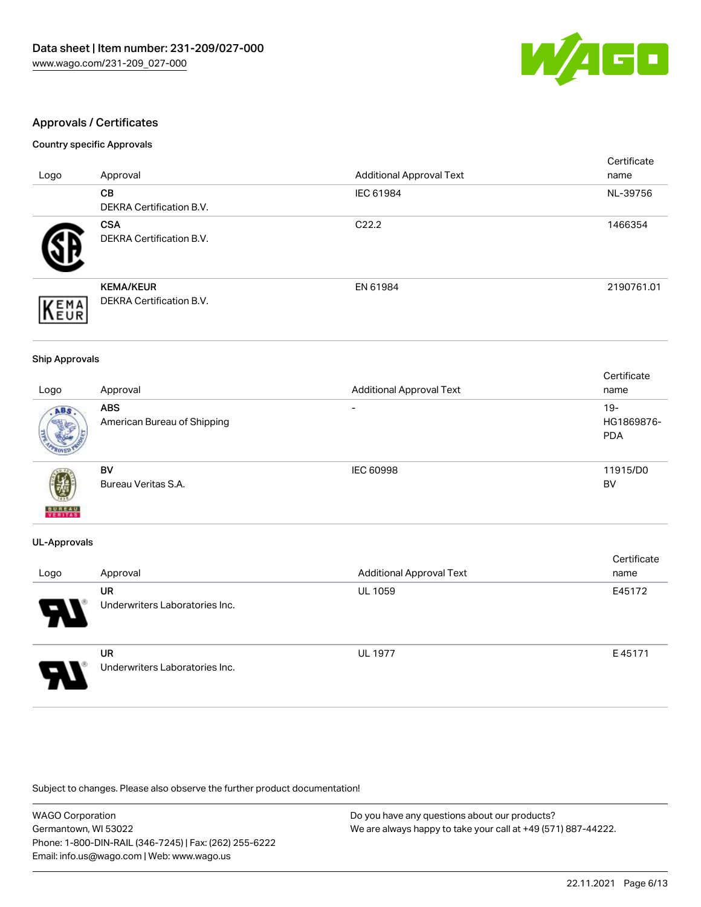## Approvals / Certificates

### Country specific Approvals

| Logo | Approval | Additional Approval Text | Certificate name |
| --- | --- | --- | --- |
| | **CB** DEKRA Certification B.V. | IEC 61984 | NL-39756 |
| | **CSA** DEKRA Certification B.V. | C22.2 | 1466354 |
| | **KEMA/KEUR** DEKRA Certification B.V. | EN 61984 | 2190761.01 |

### Ship Approvals

| Logo | Approval | Additional Approval Text | Certificate name |
| --- | --- | --- | --- |
| | **ABS** American Bureau of Shipping | - | 19-HG1869876-PDA |
| | **BV** Bureau Veritas S.A. | IEC 60998 | 11915/D0 BV |

### UL-Approvals

| Logo | Approval | Additional Approval Text | Certificate name |
| --- | --- | --- | --- |
| | **UR** Underwriters Laboratories Inc. | UL 1059 | E45172 |
| | **UR** Underwriters Laboratories Inc. | UL 1977 | E 45171 |

Subject to changes. Please also observe the further product documentation!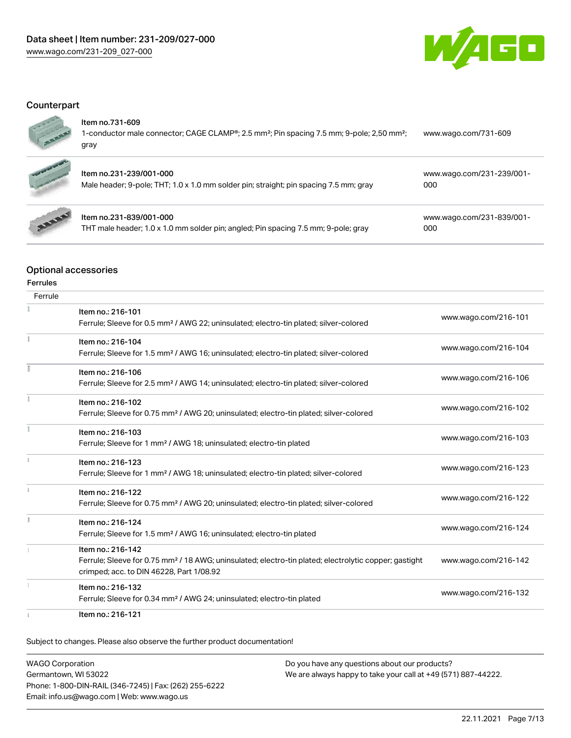## Counterpart

| Item | Description | Link |
|---|---|---|
| Item no.731-609 | 1-conductor male connector; CAGE CLAMP®; 2.5 mm²; Pin spacing 7.5 mm; 9-pole; 2,50 mm²; gray | www.wago.com/731-609 |
| Item no.231-239/001-000 | Male header; 9-pole; THT; 1.0 x 1.0 mm solder pin; straight; pin spacing 7.5 mm; gray | www.wago.com/231-239/001-000 |
| Item no.231-839/001-000 | THT male header; 1.0 x 1.0 mm solder pin; angled; Pin spacing 7.5 mm; 9-pole; gray | www.wago.com/231-839/001-000 |

## Optional accessories

### Ferrules

| Ferrule | |
|---|---|
| Item no.: 216-101<br>Ferrule; Sleeve for 0.5 mm² / AWG 22; uninsulated; electro-tin plated; silver-colored | www.wago.com/216-101 |
| Item no.: 216-104<br>Ferrule; Sleeve for 1.5 mm² / AWG 16; uninsulated; electro-tin plated; silver-colored | www.wago.com/216-104 |
| Item no.: 216-106<br>Ferrule; Sleeve for 2.5 mm² / AWG 14; uninsulated; electro-tin plated; silver-colored | www.wago.com/216-106 |
| Item no.: 216-102<br>Ferrule; Sleeve for 0.75 mm² / AWG 20; uninsulated; electro-tin plated; silver-colored | www.wago.com/216-102 |
| Item no.: 216-103<br>Ferrule; Sleeve for 1 mm² / AWG 18; uninsulated; electro-tin plated | www.wago.com/216-103 |
| Item no.: 216-123<br>Ferrule; Sleeve for 1 mm² / AWG 18; uninsulated; electro-tin plated; silver-colored | www.wago.com/216-123 |
| Item no.: 216-122<br>Ferrule; Sleeve for 0.75 mm² / AWG 20; uninsulated; electro-tin plated; silver-colored | www.wago.com/216-122 |
| Item no.: 216-124<br>Ferrule; Sleeve for 1.5 mm² / AWG 16; uninsulated; electro-tin plated | www.wago.com/216-124 |
| Item no.: 216-142<br>Ferrule; Sleeve for 0.75 mm² / 18 AWG; uninsulated; electro-tin plated; electrolytic copper; gastight crimped; acc. to DIN 46228, Part 1/08.92 | www.wago.com/216-142 |
| Item no.: 216-132<br>Ferrule; Sleeve for 0.34 mm² / AWG 24; uninsulated; electro-tin plated | www.wago.com/216-132 |
| Item no.: 216-121 | |

Subject to changes. Please also observe the further product documentation!

WAGO Corporation
Germantown, WI 53022
Phone: 1-800-DIN-RAIL (346-7245) | Fax: (262) 255-6222
Email: info.us@wago.com | Web: www.wago.us

Do you have any questions about our products?
We are always happy to take your call at +49 (571) 887-44222.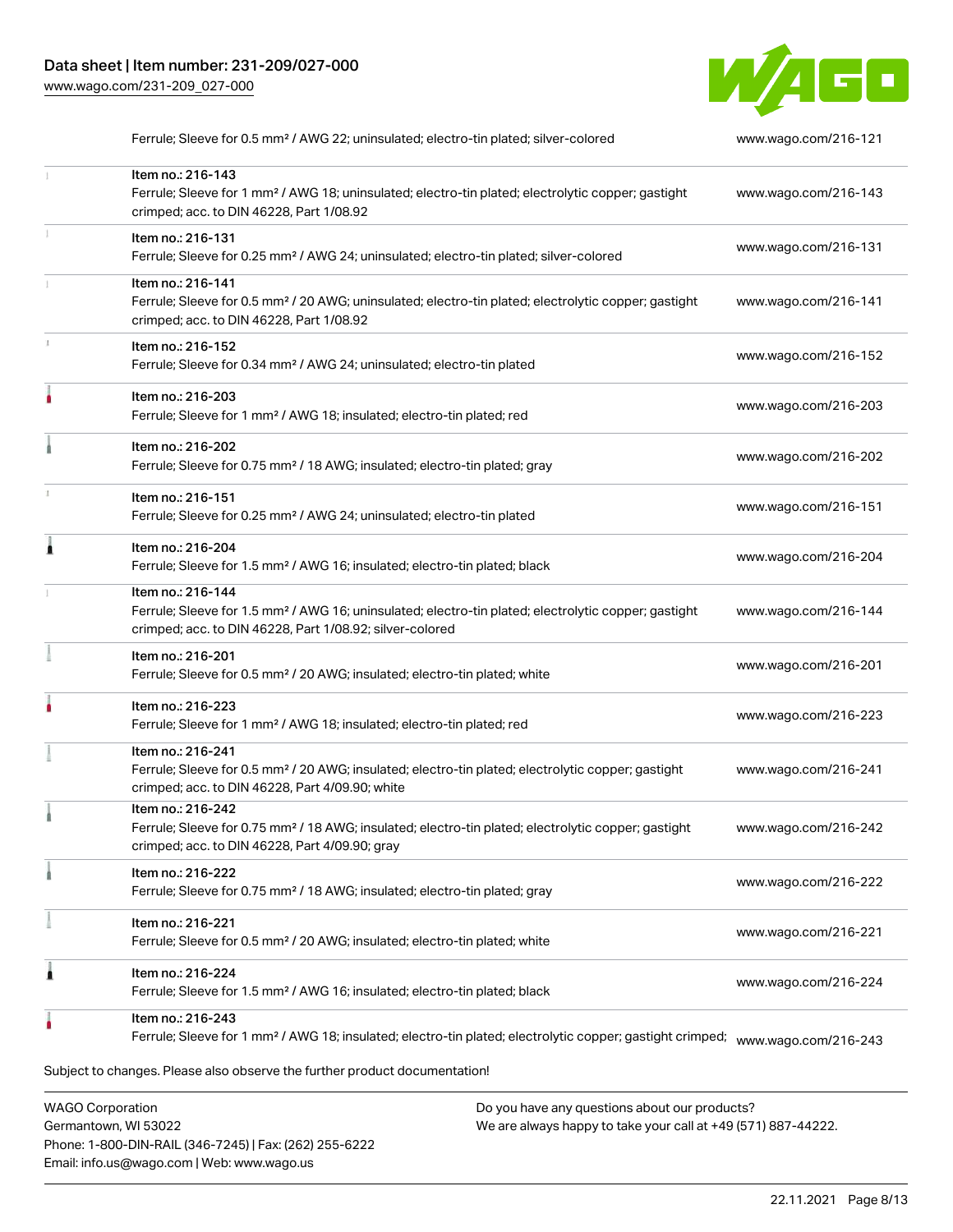| | | |
|---|---|---|
| | Ferrule; Sleeve for 0.5 mm² / AWG 22; uninsulated; electro-tin plated; silver-colored | www.wago.com/216-121 |
| | Item no.: 216-143<br>Ferrule; Sleeve for 1 mm² / AWG 18; uninsulated; electro-tin plated; electrolytic copper; gastight crimped; acc. to DIN 46228, Part 1/08.92 | www.wago.com/216-143 |
| | Item no.: 216-131<br>Ferrule; Sleeve for 0.25 mm² / AWG 24; uninsulated; electro-tin plated; silver-colored | www.wago.com/216-131 |
| | Item no.: 216-141<br>Ferrule; Sleeve for 0.5 mm² / 20 AWG; uninsulated; electro-tin plated; electrolytic copper; gastight crimped; acc. to DIN 46228, Part 1/08.92 | www.wago.com/216-141 |
| | Item no.: 216-152<br>Ferrule; Sleeve for 0.34 mm² / AWG 24; uninsulated; electro-tin plated | www.wago.com/216-152 |
| | Item no.: 216-203<br>Ferrule; Sleeve for 1 mm² / AWG 18; insulated; electro-tin plated; red | www.wago.com/216-203 |
| | Item no.: 216-202<br>Ferrule; Sleeve for 0.75 mm² / 18 AWG; insulated; electro-tin plated; gray | www.wago.com/216-202 |
| | Item no.: 216-151<br>Ferrule; Sleeve for 0.25 mm² / AWG 24; uninsulated; electro-tin plated | www.wago.com/216-151 |
| | Item no.: 216-204<br>Ferrule; Sleeve for 1.5 mm² / AWG 16; insulated; electro-tin plated; black | www.wago.com/216-204 |
| | Item no.: 216-144<br>Ferrule; Sleeve for 1.5 mm² / AWG 16; uninsulated; electro-tin plated; electrolytic copper; gastight crimped; acc. to DIN 46228, Part 1/08.92; silver-colored | www.wago.com/216-144 |
| | Item no.: 216-201<br>Ferrule; Sleeve for 0.5 mm² / 20 AWG; insulated; electro-tin plated; white | www.wago.com/216-201 |
| | Item no.: 216-223<br>Ferrule; Sleeve for 1 mm² / AWG 18; insulated; electro-tin plated; red | www.wago.com/216-223 |
| | Item no.: 216-241<br>Ferrule; Sleeve for 0.5 mm² / 20 AWG; insulated; electro-tin plated; electrolytic copper; gastight crimped; acc. to DIN 46228, Part 4/09.90; white | www.wago.com/216-241 |
| | Item no.: 216-242<br>Ferrule; Sleeve for 0.75 mm² / 18 AWG; insulated; electro-tin plated; electrolytic copper; gastight crimped; acc. to DIN 46228, Part 4/09.90; gray | www.wago.com/216-242 |
| | Item no.: 216-222<br>Ferrule; Sleeve for 0.75 mm² / 18 AWG; insulated; electro-tin plated; gray | www.wago.com/216-222 |
| | Item no.: 216-221<br>Ferrule; Sleeve for 0.5 mm² / 20 AWG; insulated; electro-tin plated; white | www.wago.com/216-221 |
| | Item no.: 216-224<br>Ferrule; Sleeve for 1.5 mm² / AWG 16; insulated; electro-tin plated; black | www.wago.com/216-224 |
| | Item no.: 216-243<br>Ferrule; Sleeve for 1 mm² / AWG 18; insulated; electro-tin plated; electrolytic copper; gastight crimped; | www.wago.com/216-243 |

Subject to changes. Please also observe the further product documentation!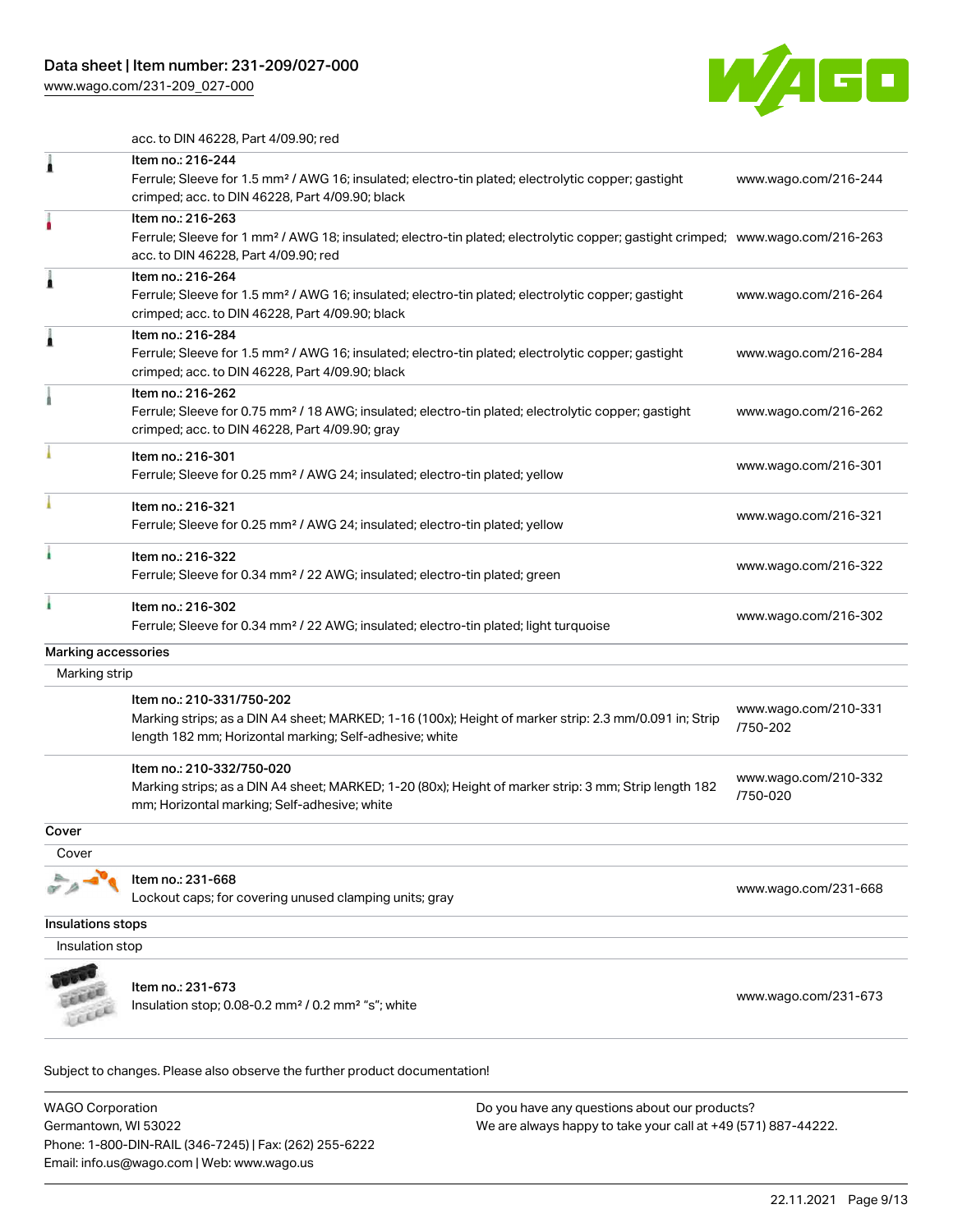acc. to DIN 46228, Part 4/09.90; red

| | | |
|---|---|---|
| | Item no.: 216-244<br>Ferrule; Sleeve for 1.5 mm² / AWG 16; insulated; electro-tin plated; electrolytic copper; gastight crimped; acc. to DIN 46228, Part 4/09.90; black | www.wago.com/216-244 |
| | Item no.: 216-263<br>Ferrule; Sleeve for 1 mm² / AWG 18; insulated; electro-tin plated; electrolytic copper; gastight crimped; acc. to DIN 46228, Part 4/09.90; red | www.wago.com/216-263 |
| | Item no.: 216-264<br>Ferrule; Sleeve for 1.5 mm² / AWG 16; insulated; electro-tin plated; electrolytic copper; gastight crimped; acc. to DIN 46228, Part 4/09.90; black | www.wago.com/216-264 |
| | Item no.: 216-284<br>Ferrule; Sleeve for 1.5 mm² / AWG 16; insulated; electro-tin plated; electrolytic copper; gastight crimped; acc. to DIN 46228, Part 4/09.90; black | www.wago.com/216-284 |
| | Item no.: 216-262<br>Ferrule; Sleeve for 0.75 mm² / 18 AWG; insulated; electro-tin plated; electrolytic copper; gastight crimped; acc. to DIN 46228, Part 4/09.90; gray | www.wago.com/216-262 |
| | Item no.: 216-301<br>Ferrule; Sleeve for 0.25 mm² / AWG 24; insulated; electro-tin plated; yellow | www.wago.com/216-301 |
| | Item no.: 216-321<br>Ferrule; Sleeve for 0.25 mm² / AWG 24; insulated; electro-tin plated; yellow | www.wago.com/216-321 |
| | Item no.: 216-322<br>Ferrule; Sleeve for 0.34 mm² / 22 AWG; insulated; electro-tin plated; green | www.wago.com/216-322 |
| | Item no.: 216-302<br>Ferrule; Sleeve for 0.34 mm² / 22 AWG; insulated; electro-tin plated; light turquoise | www.wago.com/216-302 |

## Marking accessories

### Marking strip

| | | |
|---|---|---|
| | Item no.: 210-331/750-202<br>Marking strips; as a DIN A4 sheet; MARKED; 1-16 (100x); Height of marker strip: 2.3 mm/0.091 in; Strip length 182 mm; Horizontal marking; Self-adhesive; white | www.wago.com/210-331/750-202 |
| | Item no.: 210-332/750-020<br>Marking strips; as a DIN A4 sheet; MARKED; 1-20 (80x); Height of marker strip: 3 mm; Strip length 182 mm; Horizontal marking; Self-adhesive; white | www.wago.com/210-332/750-020 |

## Cover

### Cover

| | | |
|---|---|---|
| | Item no.: 231-668<br>Lockout caps; for covering unused clamping units; gray | www.wago.com/231-668 |

## Insulations stops

### Insulation stop

| | | |
|---|---|---|
| | Item no.: 231-673<br>Insulation stop; 0.08-0.2 mm² / 0.2 mm² "s"; white | www.wago.com/231-673 |

Subject to changes. Please also observe the further product documentation!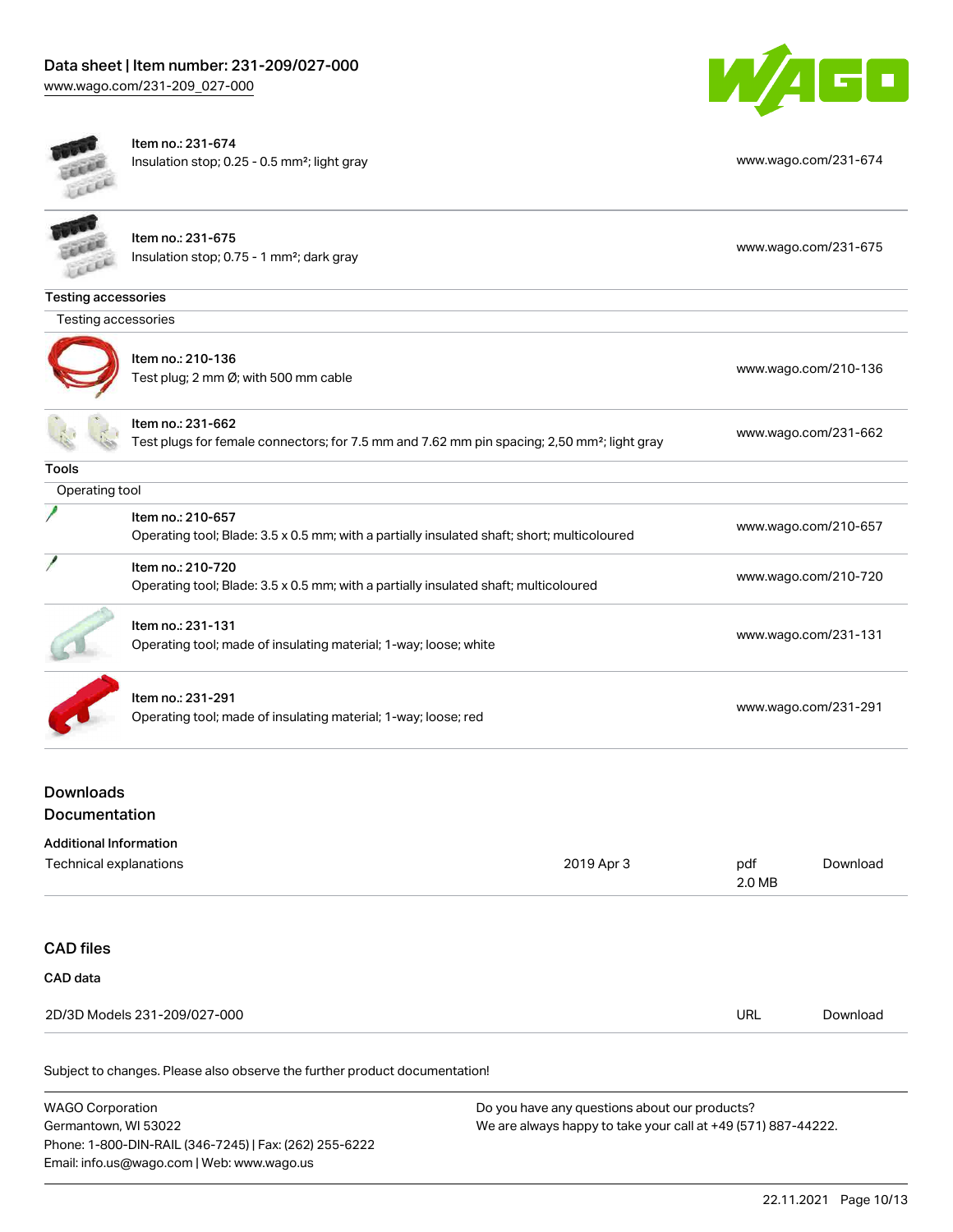| Item | Link |
| --- | --- |
| Item no.: 231-674<br>Insulation stop; 0.25 - 0.5 mm²; light gray | www.wago.com/231-674 |
| Item no.: 231-675<br>Insulation stop; 0.75 - 1 mm²; dark gray | www.wago.com/231-675 |

**Testing accessories**

Testing accessories

| Item | Link |
| --- | --- |
| Item no.: 210-136<br>Test plug; 2 mm Ø; with 500 mm cable | www.wago.com/210-136 |
| Item no.: 231-662<br>Test plugs for female connectors; for 7.5 mm and 7.62 mm pin spacing; 2,50 mm²; light gray | www.wago.com/231-662 |

**Tools**

Operating tool

| Item | Link |
| --- | --- |
| Item no.: 210-657<br>Operating tool; Blade: 3.5 x 0.5 mm; with a partially insulated shaft; short; multicoloured | www.wago.com/210-657 |
| Item no.: 210-720<br>Operating tool; Blade: 3.5 x 0.5 mm; with a partially insulated shaft; multicoloured | www.wago.com/210-720 |
| Item no.: 231-131<br>Operating tool; made of insulating material; 1-way; loose; white | www.wago.com/231-131 |
| Item no.: 231-291<br>Operating tool; made of insulating material; 1-way; loose; red | www.wago.com/231-291 |

## Downloads

## Documentation

**Additional Information**

| Technical explanations | 2019 Apr 3 | pdf<br>2.0 MB | Download |
| --- | --- | --- | --- |

## CAD files

**CAD data**

| 2D/3D Models 231-209/027-000 | URL | Download |
| --- | --- | --- |

Subject to changes. Please also observe the further product documentation!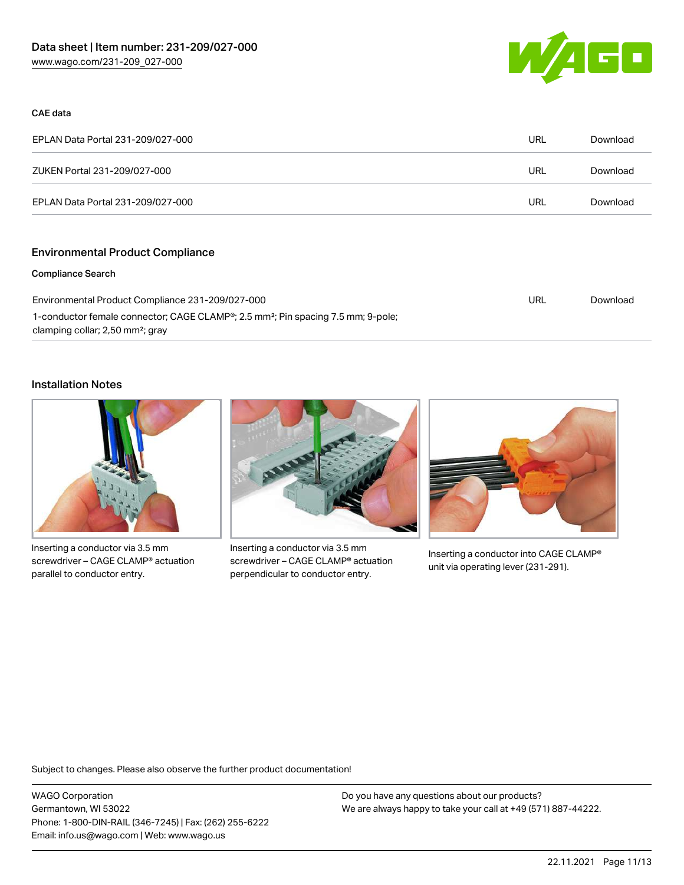### CAE data

| | | |
|---|---|---|
| EPLAN Data Portal 231-209/027-000 | URL | Download |
| ZUKEN Portal 231-209/027-000 | URL | Download |
| EPLAN Data Portal 231-209/027-000 | URL | Download |

## Environmental Product Compliance

### Compliance Search

| | | |
|---|---|---|
| Environmental Product Compliance 231-209/027-000<br>1-conductor female connector; CAGE CLAMP®; 2.5 mm²; Pin spacing 7.5 mm; 9-pole; clamping collar; 2,50 mm²; gray | URL | Download |

## Installation Notes

Inserting a conductor via 3.5 mm screwdriver – CAGE CLAMP® actuation parallel to conductor entry.

Inserting a conductor via 3.5 mm screwdriver – CAGE CLAMP® actuation perpendicular to conductor entry.

Inserting a conductor into CAGE CLAMP® unit via operating lever (231-291).

Subject to changes. Please also observe the further product documentation!

WAGO Corporation
Germantown, WI 53022
Phone: 1-800-DIN-RAIL (346-7245) | Fax: (262) 255-6222
Email: info.us@wago.com | Web: www.wago.us

Do you have any questions about our products?
We are always happy to take your call at +49 (571) 887-44222.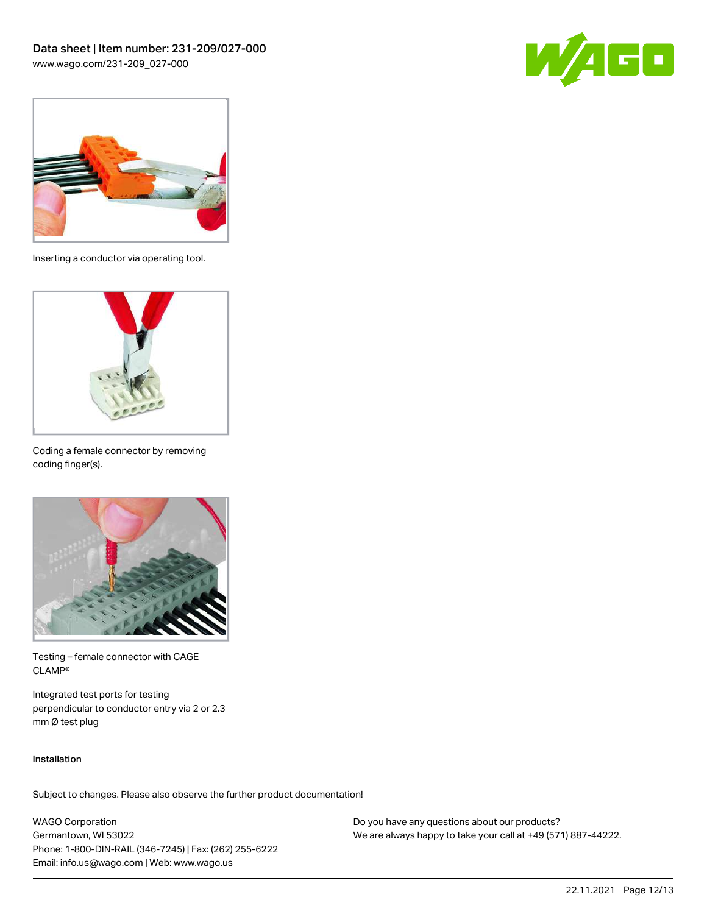Inserting a conductor via operating tool.

Coding a female connector by removing coding finger(s).

Testing – female connector with CAGE CLAMP®

Integrated test ports for testing perpendicular to conductor entry via 2 or 2.3 mm Ø test plug

Installation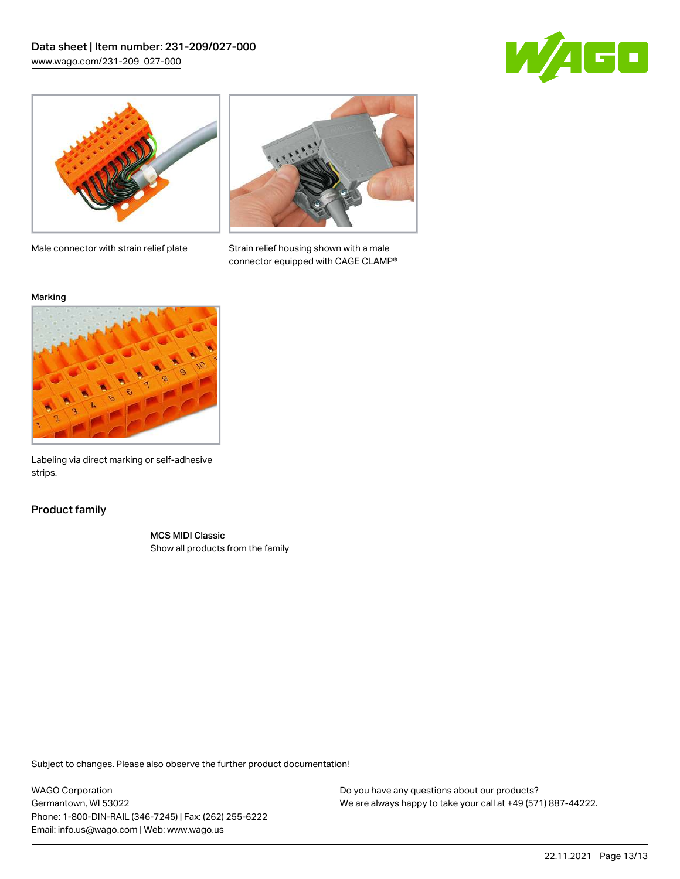Male connector with strain relief plate

Strain relief housing shown with a male connector equipped with CAGE CLAMP®

Marking

Labeling via direct marking or self-adhesive strips.

## Product family

MCS MIDI Classic
Show all products from the family

Subject to changes. Please also observe the further product documentation!

WAGO Corporation
Germantown, WI 53022
Phone: 1-800-DIN-RAIL (346-7245) | Fax: (262) 255-6222
Email: info.us@wago.com | Web: www.wago.us

Do you have any questions about our products?
We are always happy to take your call at +49 (571) 887-44222.